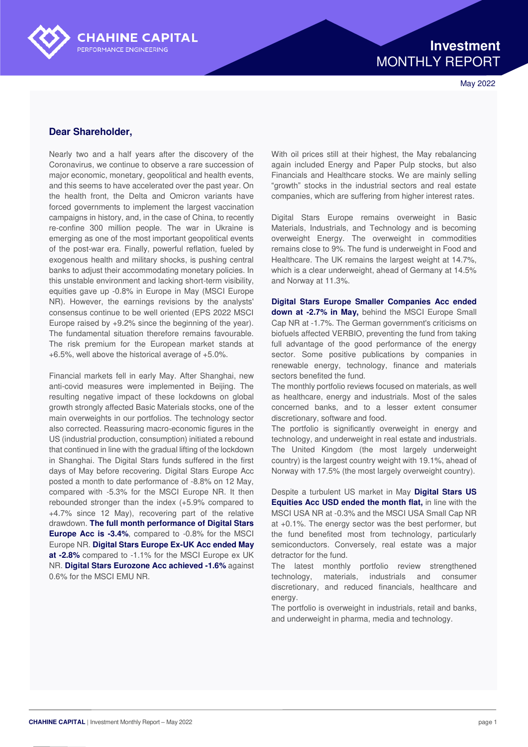# Investment MONTHLY REPORT

May 2022

## Dear Shareholder,

Nearly two and a half years after the discovery of the Coronavirus, we continue to observe a rare succession of major economic, monetary, geopolitical and health events, and this seems to have accelerated over the past year. On the health front, the Delta and Omicron variants have forced governments to implement the largest vaccination campaigns in history, and, in the case of China, to recently re-confine 300 million people. The war in Ukraine is emerging as one of the most important geopolitical events of the post-war era. Finally, powerful reflation, fueled by exogenous health and military shocks, is pushing central banks to adjust their accommodating monetary policies. In this unstable environment and lacking short-term visibility, equities gave up -0.8% in Europe in May (MSCI Europe NR). However, the earnings revisions by the analysts' consensus continue to be well oriented (EPS 2022 MSCI Europe raised by +9.2% since the beginning of the year). The fundamental situation therefore remains favourable. The risk premium for the European market stands at +6.5%, well above the historical average of +5.0%.

Financial markets fell in early May. After Shanghai, new anti-covid measures were implemented in Beijing. The resulting negative impact of these lockdowns on global growth strongly affected Basic Materials stocks, one of the main overweights in our portfolios. The technology sector also corrected. Reassuring macro-economic figures in the US (industrial production, consumption) initiated a rebound that continued in line with the gradual lifting of the lockdown in Shanghai. The Digital Stars funds suffered in the first days of May before recovering. Digital Stars Europe Acc posted a month to date performance of -8.8% on 12 May, compared with -5.3% for the MSCI Europe NR. It then rebounded stronger than the index (+5.9% compared to +4.7% since 12 May), recovering part of the relative drawdown. **The full month performance of Digital Stars Europe Acc is -3.4%**, compared to -0.8% for the MSCI Europe NR. **Digital Stars Europe Ex-UK Acc ended May at -2.8%** compared to -1.1% for the MSCI Europe ex UK NR. **Digital Stars Eurozone Acc achieved -1.6%** against 0.6% for the MSCI EMU NR.

With oil prices still at their highest, the May rebalancing again included Energy and Paper Pulp stocks, but also Financials and Healthcare stocks. We are mainly selling "growth" stocks in the industrial sectors and real estate companies, which are suffering from higher interest rates.

Digital Stars Europe remains overweight in Basic Materials, Industrials, and Technology and is becoming overweight Energy. The overweight in commodities remains close to 9%. The fund is underweight in Food and Healthcare. The UK remains the largest weight at 14.7%, which is a clear underweight, ahead of Germany at 14.5% and Norway at 11.3%.

**Digital Stars Europe Smaller Companies Acc ended down at -2.7% in May,** behind the MSCI Europe Small Cap NR at -1.7%. The German government's criticisms on biofuels affected VERBIO, preventing the fund from taking full advantage of the good performance of the energy sector. Some positive publications by companies in renewable energy, technology, finance and materials sectors benefited the fund.
The monthly portfolio reviews focused on materials, as well as healthcare, energy and industrials. Most of the sales concerned banks, and to a lesser extent consumer discretionary, software and food.
The portfolio is significantly overweight in energy and technology, and underweight in real estate and industrials. The United Kingdom (the most largely underweight country) is the largest country weight with 19.1%, ahead of Norway with 17.5% (the most largely overweight country).

Despite a turbulent US market in May **Digital Stars US Equities Acc USD ended the month flat,** in line with the MSCI USA NR at -0.3% and the MSCI USA Small Cap NR at +0.1%. The energy sector was the best performer, but the fund benefited most from technology, particularly semiconductors. Conversely, real estate was a major detractor for the fund.
The latest monthly portfolio review strengthened technology, materials, industrials and consumer discretionary, and reduced financials, healthcare and energy.
The portfolio is overweight in industrials, retail and banks, and underweight in pharma, media and technology.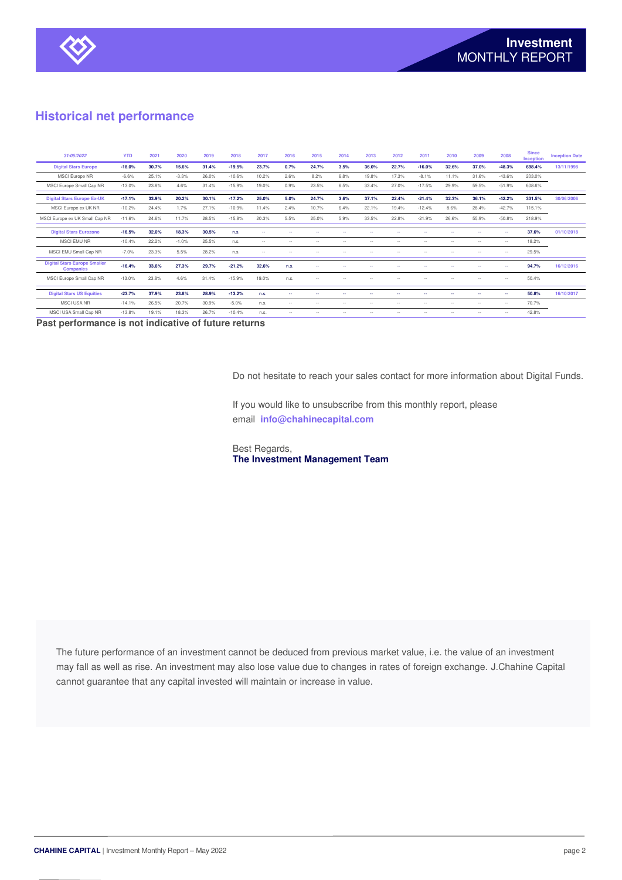## Historical net performance

| 31/05/2022 | YTD | 2021 | 2020 | 2019 | 2018 | 2017 | 2016 | 2015 | 2014 | 2013 | 2012 | 2011 | 2010 | 2009 | 2008 | Since Inception | Inception Date |
|---|---|---|---|---|---|---|---|---|---|---|---|---|---|---|---|---|---|
| **Digital Stars Europe** | **-18.0%** | **30.7%** | **15.6%** | **31.4%** | **-19.5%** | **23.7%** | **0.7%** | **24.7%** | **3.5%** | **36.0%** | **22.7%** | **-16.0%** | **32.6%** | **37.0%** | **-48.3%** | **698.4%** | 13/11/1998 |
| MSCI Europe NR | -6.6% | 25.1% | -3.3% | 26.0% | -10.6% | 10.2% | 2.6% | 8.2% | 6.8% | 19.8% | 17.3% | -8.1% | 11.1% | 31.6% | -43.6% | 203.0% | |
| MSCI Europe Small Cap NR | -13.0% | 23.8% | 4.6% | 31.4% | -15.9% | 19.0% | 0.9% | 23.5% | 6.5% | 33.4% | 27.0% | -17.5% | 29.9% | 59.5% | -51.9% | 608.6% | |
| **Digital Stars Europe Ex-UK** | **-17.1%** | **33.9%** | **20.2%** | **30.1%** | **-17.2%** | **25.0%** | **5.0%** | **24.7%** | **3.6%** | **37.1%** | **22.4%** | **-21.4%** | **32.3%** | **36.1%** | **-42.2%** | **331.5%** | 30/06/2006 |
| MSCI Europe ex UK NR | -10.2% | 24.4% | 1.7% | 27.1% | -10.9% | 11.4% | 2.4% | 10.7% | 6.4% | 22.1% | 19.4% | -12.4% | 8.6% | 28.4% | -42.7% | 115.1% | |
| MSCI Europe ex UK Small Cap NR | -11.6% | 24.6% | 11.7% | 28.5% | -15.8% | 20.3% | 5.5% | 25.0% | 5.9% | 33.5% | 22.8% | -21.9% | 26.6% | 55.9% | -50.8% | 218.9% | |
| **Digital Stars Eurozone** | **-16.5%** | **32.0%** | **18.3%** | **30.5%** | n.s. | -- | -- | -- | -- | -- | -- | -- | -- | -- | -- | **37.6%** | 01/10/2018 |
| MSCI EMU NR | -10.4% | 22.2% | -1.0% | 25.5% | n.s. | -- | -- | -- | -- | -- | -- | -- | -- | -- | -- | 18.2% | |
| MSCI EMU Small Cap NR | -7.0% | 23.3% | 5.5% | 28.2% | n.s. | -- | -- | -- | -- | -- | -- | -- | -- | -- | -- | 29.5% | |
| **Digital Stars Europe Smaller Companies** | **-16.4%** | **33.6%** | **27.3%** | **29.7%** | **-21.2%** | **32.6%** | n.s. | -- | -- | -- | -- | -- | -- | -- | -- | **94.7%** | 16/12/2016 |
| MSCI Europe Small Cap NR | -13.0% | 23.8% | 4.6% | 31.4% | -15.9% | 19.0% | n.s. | -- | -- | -- | -- | -- | -- | -- | -- | 50.4% | |
| **Digital Stars US Equities** | **-23.7%** | **37.9%** | **23.8%** | **28.9%** | **-13.2%** | n.s. | -- | -- | -- | -- | -- | -- | -- | -- | -- | **50.8%** | 16/10/2017 |
| MSCI USA NR | -14.1% | 26.5% | 20.7% | 30.9% | -5.0% | n.s. | -- | -- | -- | -- | -- | -- | -- | -- | -- | 70.7% | |
| MSCI USA Small Cap NR | -13.8% | 19.1% | 18.3% | 26.7% | -10.4% | n.s. | -- | -- | -- | -- | -- | -- | -- | -- | -- | 42.8% | |

**Past performance is not indicative of future returns**

Do not hesitate to reach your sales contact for more information about Digital Funds.

If you would like to unsubscribe from this monthly report, please email **info@chahinecapital.com**

Best Regards,
**The Investment Management Team**

The future performance of an investment cannot be deduced from previous market value, i.e. the value of an investment may fall as well as rise. An investment may also lose value due to changes in rates of foreign exchange. J.Chahine Capital cannot guarantee that any capital invested will maintain or increase in value.